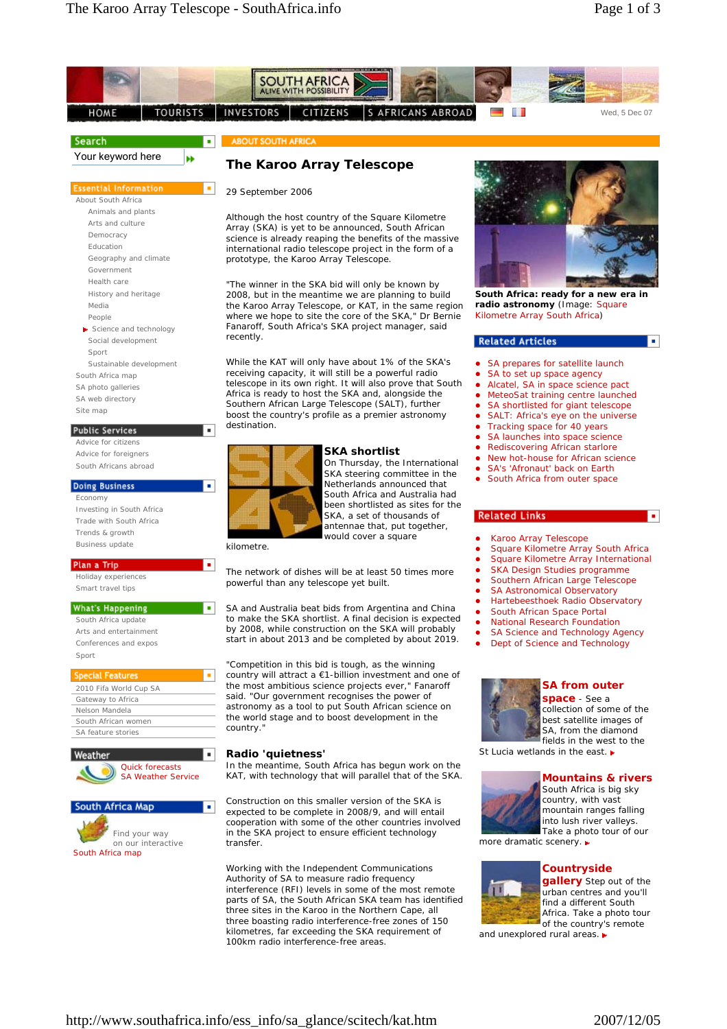# The Karoo Array Telescope

29 September 2006

Although the host country of the Square Kilometre Array (SKA) is yet to be announced, South African science is already reaping the benefits of the massive international radio telescope project in the form of a prototype, the Karoo Array Telescope.

"The winner in the SKA bid will only be known by 2008, but in the meantime we are planning to build the Karoo Array Telescope, or KAT, in the same region where we hope to site the core of the SKA," Dr Bernie Fanaroff, South Africa's SKA project manager, said recently.

While the KAT will only have about 1% of the SKA's receiving capacity, it will still be a powerful radio telescope in its own right. It will also prove that South Africa is ready to host the SKA and, alongside the Southern African Large Telescope (SALT), further boost the country's profile as a premier astronomy destination.

## SKA shortlist

On Thursday, the International SKA steering committee in the Netherlands announced that South Africa and Australia had been shortlisted as sites for the SKA, a set of thousands of antennae that, put together, would cover a square kilometre.

The network of dishes will be at least 50 times more powerful than any telescope yet built.

SA and Australia beat bids from Argentina and China to make the SKA shortlist. A final decision is expected by 2008, while construction on the SKA will probably start in about 2013 and be completed by about 2019.

"Competition in this bid is tough, as the winning country will attract a €1-billion investment and one of the most ambitious science projects ever," Fanaroff said. "Our government recognises the power of astronomy as a tool to put South African science on the world stage and to boost development in the country."

## Radio 'quietness'

In the meantime, South Africa has begun work on the KAT, with technology that will parallel that of the SKA.

Construction on this smaller version of the SKA is expected to be completed in 2008/9, and will entail cooperation with some of the other countries involved in the SKA project to ensure efficient technology transfer.

Working with the Independent Communications Authority of SA to measure radio frequency interference (RFI) levels in some of the most remote parts of SA, the South African SKA team has identified three sites in the Karoo in the Northern Cape, all three boasting radio interference-free zones of 150 kilometres, far exceeding the SKA requirement of 100km radio interference-free areas.

**South Africa: ready for a new era in radio astronomy** (Image: Square Kilometre Array South Africa)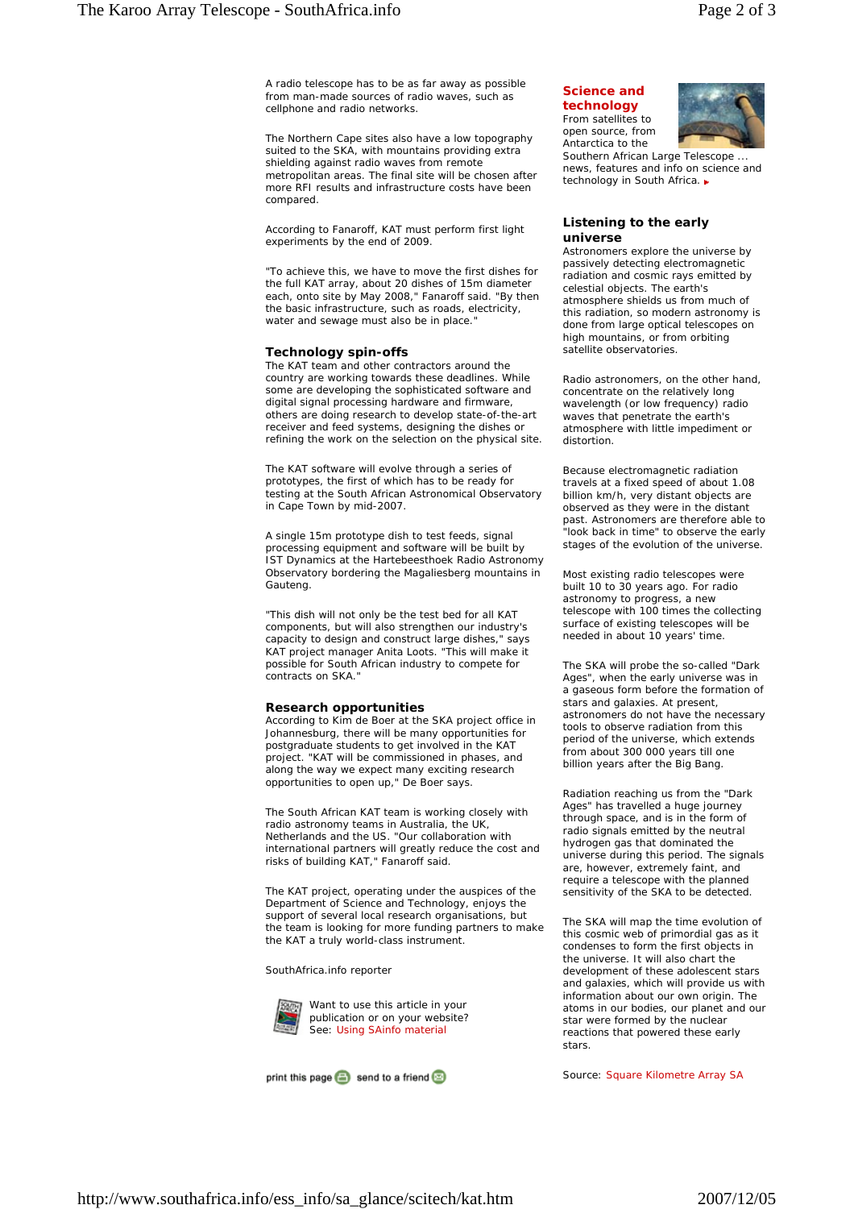A radio telescope has to be as far away as possible from man-made sources of radio waves, such as cellphone and radio networks.

The Northern Cape sites also have a low topography suited to the SKA, with mountains providing extra shielding against radio waves from remote metropolitan areas. The final site will be chosen after more RFI results and infrastructure costs have been compared.

According to Fanaroff, KAT must perform first light experiments by the end of 2009.

"To achieve this, we have to move the first dishes for the full KAT array, about 20 dishes of 15m diameter each, onto site by May 2008," Fanaroff said. "By then the basic infrastructure, such as roads, electricity, water and sewage must also be in place."

### Technology spin-offs

The KAT team and other contractors around the country are working towards these deadlines. While some are developing the sophisticated software and digital signal processing hardware and firmware, others are doing research to develop state-of-the-art receiver and feed systems, designing the dishes or refining the work on the selection on the physical site.

The KAT software will evolve through a series of prototypes, the first of which has to be ready for testing at the South African Astronomical Observatory in Cape Town by mid-2007.

A single 15m prototype dish to test feeds, signal processing equipment and software will be built by IST Dynamics at the Hartebeesthoek Radio Astronomy Observatory bordering the Magaliesberg mountains in Gauteng.

"This dish will not only be the test bed for all KAT components, but will also strengthen our industry's capacity to design and construct large dishes," says KAT project manager Anita Loots. "This will make it possible for South African industry to compete for contracts on SKA."

### Research opportunities

According to Kim de Boer at the SKA project office in Johannesburg, there will be many opportunities for postgraduate students to get involved in the KAT project. "KAT will be commissioned in phases, and along the way we expect many exciting research opportunities to open up," De Boer says.

The South African KAT team is working closely with radio astronomy teams in Australia, the UK, Netherlands and the US. "Our collaboration with international partners will greatly reduce the cost and risks of building KAT," Fanaroff said.

The KAT project, operating under the auspices of the Department of Science and Technology, enjoys the support of several local research organisations, but the team is looking for more funding partners to make the KAT a truly world-class instrument.

SouthAfrica.info reporter

Want to use this article in your publication or on your website?
See: Using SAinfo material

print this page | send to a friend

### Science and technology

From satellites to open source, from Antarctica to the Southern African Large Telescope ... news, features and info on science and technology in South Africa.

### Listening to the early universe

Astronomers explore the universe by passively detecting electromagnetic radiation and cosmic rays emitted by celestial objects. The earth's atmosphere shields us from much of this radiation, so modern astronomy is done from large optical telescopes on high mountains, or from orbiting satellite observatories.

Radio astronomers, on the other hand, concentrate on the relatively long wavelength (or low frequency) radio waves that penetrate the earth's atmosphere with little impediment or distortion.

Because electromagnetic radiation travels at a fixed speed of about 1.08 billion km/h, very distant objects are observed as they were in the distant past. Astronomers are therefore able to "look back in time" to observe the early stages of the evolution of the universe.

Most existing radio telescopes were built 10 to 30 years ago. For radio astronomy to progress, a new telescope with 100 times the collecting surface of existing telescopes will be needed in about 10 years' time.

The SKA will probe the so-called "Dark Ages", when the early universe was in a gaseous form before the formation of stars and galaxies. At present, astronomers do not have the necessary tools to observe radiation from this period of the universe, which extends from about 300 000 years till one billion years after the Big Bang.

Radiation reaching us from the "Dark Ages" has travelled a huge journey through space, and is in the form of radio signals emitted by the neutral hydrogen gas that dominated the universe during this period. The signals are, however, extremely faint, and require a telescope with the planned sensitivity of the SKA to be detected.

The SKA will map the time evolution of this cosmic web of primordial gas as it condenses to form the first objects in the universe. It will also chart the development of these adolescent stars and galaxies, which will provide us with information about our own origin. The atoms in our bodies, our planet and our star were formed by the nuclear reactions that powered these early stars.

Source: Square Kilometre Array SA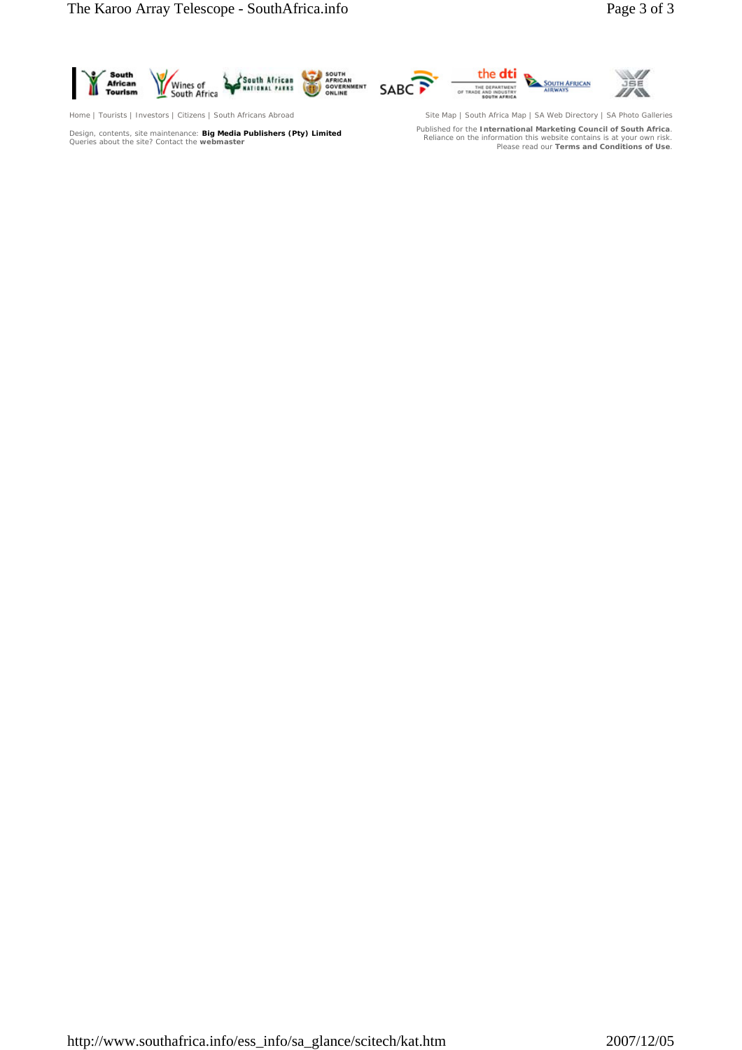Home | Tourists | Investors | Citizens | South Africans Abroad

Site Map | South Africa Map | SA Web Directory | SA Photo Galleries

Design, contents, site maintenance: **Big Media Publishers (Pty) Limited**
Queries about the site? Contact the **webmaster**

Published for the **International Marketing Council of South Africa**.
Reliance on the information this website contains is at your own risk.
Please read our **Terms and Conditions of Use**.